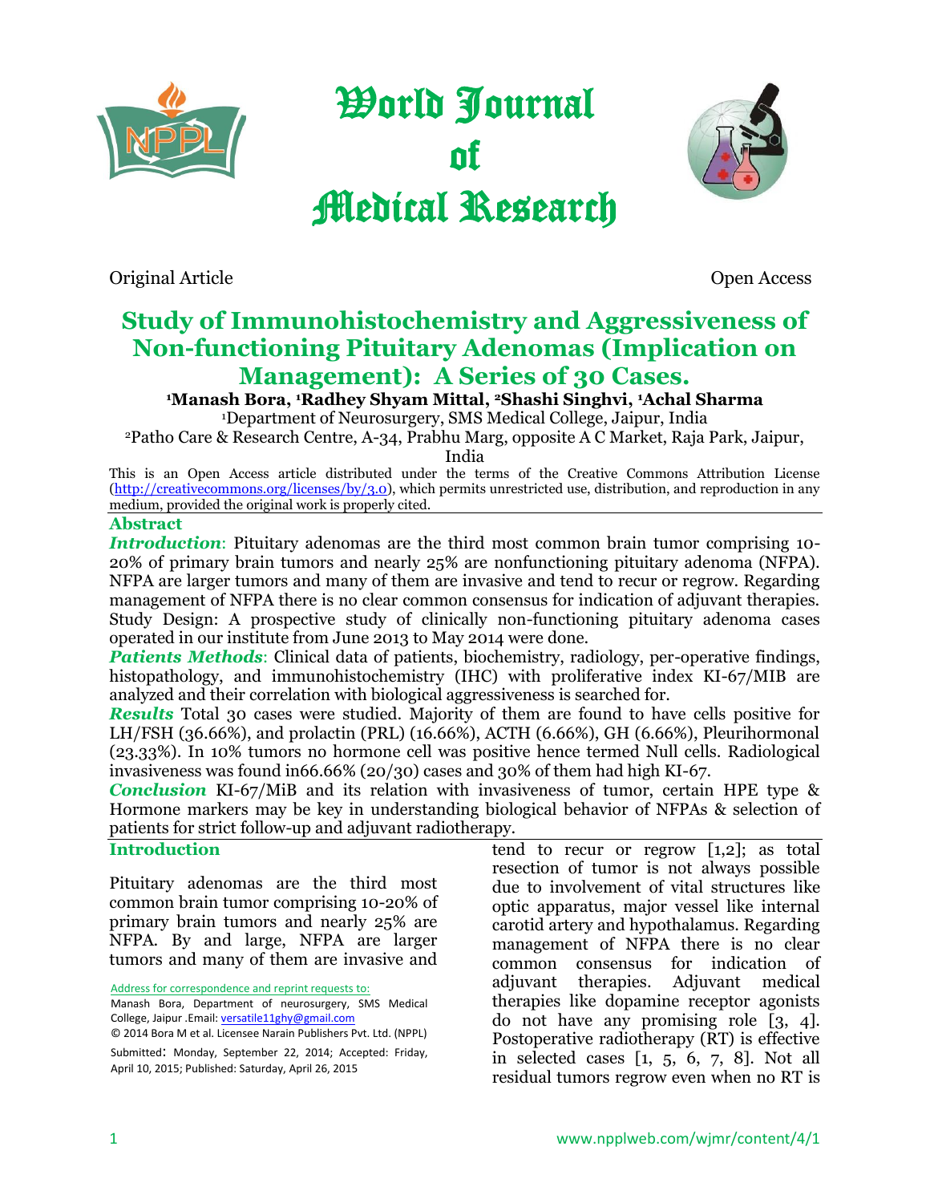# World Journal of Medical Research

Original Article

Open Access

## Study of Immunohistochemistry and Aggressiveness of Non-functioning Pituitary Adenomas (Implication on Management): A Series of 30 Cases.

**[1]Manash Bora, [1]Radhey Shyam Mittal, [2]Shashi Singhvi, [1]Achal Sharma**

[1]Department of Neurosurgery, SMS Medical College, Jaipur, India

[2]Patho Care & Research Centre, A-34, Prabhu Marg, opposite A C Market, Raja Park, Jaipur, India

This is an Open Access article distributed under the terms of the Creative Commons Attribution License (http://creativecommons.org/licenses/by/3.0), which permits unrestricted use, distribution, and reproduction in any medium, provided the original work is properly cited.

### Abstract

***Introduction***: Pituitary adenomas are the third most common brain tumor comprising 10-20% of primary brain tumors and nearly 25% are nonfunctioning pituitary adenoma (NFPA). NFPA are larger tumors and many of them are invasive and tend to recur or regrow. Regarding management of NFPA there is no clear common consensus for indication of adjuvant therapies. Study Design: A prospective study of clinically non-functioning pituitary adenoma cases operated in our institute from June 2013 to May 2014 were done.

***Patients Methods***: Clinical data of patients, biochemistry, radiology, per-operative findings, histopathology, and immunohistochemistry (IHC) with proliferative index KI-67/MIB are analyzed and their correlation with biological aggressiveness is searched for.

***Results*** Total 30 cases were studied. Majority of them are found to have cells positive for LH/FSH (36.66%), and prolactin (PRL) (16.66%), ACTH (6.66%), GH (6.66%), Pleurihormonal (23.33%). In 10% tumors no hormone cell was positive hence termed Null cells. Radiological invasiveness was found in66.66% (20/30) cases and 30% of them had high KI-67.

***Conclusion*** KI-67/MiB and its relation with invasiveness of tumor, certain HPE type & Hormone markers may be key in understanding biological behavior of NFPAs & selection of patients for strict follow-up and adjuvant radiotherapy.

### Introduction

Pituitary adenomas are the third most common brain tumor comprising 10-20% of primary brain tumors and nearly 25% are NFPA. By and large, NFPA are larger tumors and many of them are invasive and tend to recur or regrow [1,2]; as total resection of tumor is not always possible due to involvement of vital structures like optic apparatus, major vessel like internal carotid artery and hypothalamus. Regarding management of NFPA there is no clear common consensus for indication of adjuvant therapies. Adjuvant medical therapies like dopamine receptor agonists do not have any promising role [3, 4]. Postoperative radiotherapy (RT) is effective in selected cases [1, 5, 6, 7, 8]. Not all residual tumors regrow even when no RT is

Address for correspondence and reprint requests to:
Manash Bora, Department of neurosurgery, SMS Medical College, Jaipur .Email: versatile11ghy@gmail.com
© 2014 Bora M et al. Licensee Narain Publishers Pvt. Ltd. (NPPL)
Submitted: Monday, September 22, 2014; Accepted: Friday, April 10, 2015; Published: Saturday, April 26, 2015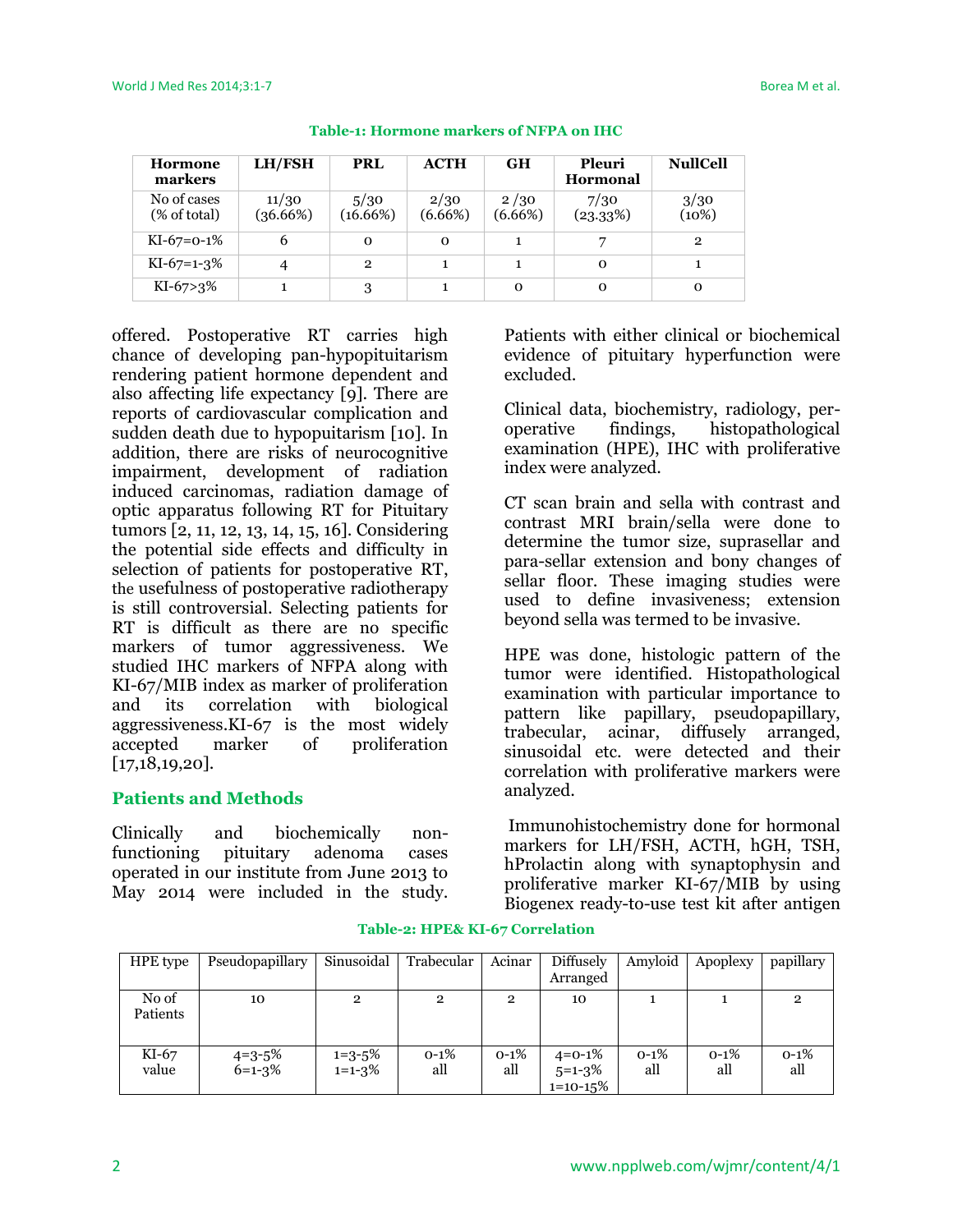**Table-1: Hormone markers of NFPA on IHC**

| Hormone markers | LH/FSH | PRL | ACTH | GH | Pleuri Hormonal | NullCell |
|---|---|---|---|---|---|---|
| No of cases (% of total) | 11/30 (36.66%) | 5/30 (16.66%) | 2/30 (6.66%) | 2 /30 (6.66%) | 7/30 (23.33%) | 3/30 (10%) |
| KI-67=0-1% | 6 | 0 | 0 | 1 | 7 | 2 |
| KI-67=1-3% | 4 | 2 | 1 | 1 | 0 | 1 |
| KI-67>3% | 1 | 3 | 1 | 0 | 0 | 0 |

offered. Postoperative RT carries high chance of developing pan-hypopituitarism rendering patient hormone dependent and also affecting life expectancy [9]. There are reports of cardiovascular complication and sudden death due to hypopuitarism [10]. In addition, there are risks of neurocognitive impairment, development of radiation induced carcinomas, radiation damage of optic apparatus following RT for Pituitary tumors [2, 11, 12, 13, 14, 15, 16]. Considering the potential side effects and difficulty in selection of patients for postoperative RT, the usefulness of postoperative radiotherapy is still controversial. Selecting patients for RT is difficult as there are no specific markers of tumor aggressiveness. We studied IHC markers of NFPA along with KI-67/MIB index as marker of proliferation and its correlation with biological aggressiveness.KI-67 is the most widely accepted marker of proliferation [17,18,19,20].

## Patients and Methods

Clinically and biochemically non-functioning pituitary adenoma cases operated in our institute from June 2013 to May 2014 were included in the study. Patients with either clinical or biochemical evidence of pituitary hyperfunction were excluded.

Clinical data, biochemistry, radiology, per-operative findings, histopathological examination (HPE), IHC with proliferative index were analyzed.

CT scan brain and sella with contrast and contrast MRI brain/sella were done to determine the tumor size, suprasellar and para-sellar extension and bony changes of sellar floor. These imaging studies were used to define invasiveness; extension beyond sella was termed to be invasive.

HPE was done, histologic pattern of the tumor were identified. Histopathological examination with particular importance to pattern like papillary, pseudopapillary, trabecular, acinar, diffusely arranged, sinusoidal etc. were detected and their correlation with proliferative markers were analyzed.

Immunohistochemistry done for hormonal markers for LH/FSH, ACTH, hGH, TSH, hProlactin along with synaptophysin and proliferative marker KI-67/MIB by using Biogenex ready-to-use test kit after antigen

**Table-2: HPE& KI-67 Correlation**

| HPE type | Pseudopapillary | Sinusoidal | Trabecular | Acinar | Diffusely Arranged | Amyloid | Apoplexy | papillary |
|---|---|---|---|---|---|---|---|---|
| No of Patients | 10 | 2 | 2 | 2 | 10 | 1 | 1 | 2 |
| KI-67 value | 4=3-5% 6=1-3% | 1=3-5% 1=1-3% | 0-1% all | 0-1% all | 4=0-1% 5=1-3% 1=10-15% | 0-1% all | 0-1% all | 0-1% all |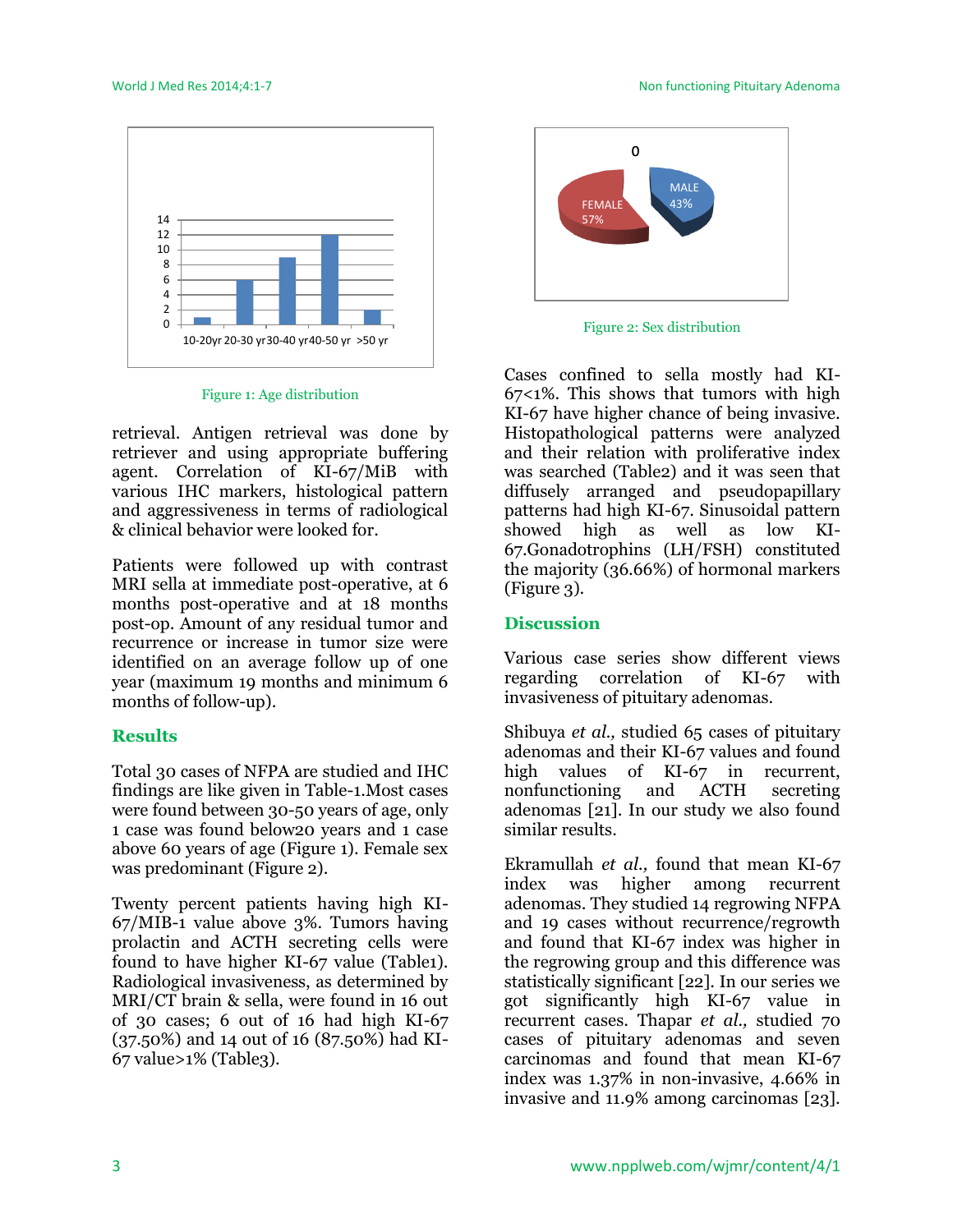Figure 1: Age distribution

retrieval. Antigen retrieval was done by retriever and using appropriate buffering agent. Correlation of KI-67/MiB with various IHC markers, histological pattern and aggressiveness in terms of radiological & clinical behavior were looked for.

Patients were followed up with contrast MRI sella at immediate post-operative, at 6 months post-operative and at 18 months post-op. Amount of any residual tumor and recurrence or increase in tumor size were identified on an average follow up of one year (maximum 19 months and minimum 6 months of follow-up).

## Results

Total 30 cases of NFPA are studied and IHC findings are like given in Table-1.Most cases were found between 30-50 years of age, only 1 case was found below20 years and 1 case above 60 years of age (Figure 1). Female sex was predominant (Figure 2).

Twenty percent patients having high KI-67/MIB-1 value above 3%. Tumors having prolactin and ACTH secreting cells were found to have higher KI-67 value (Table1). Radiological invasiveness, as determined by MRI/CT brain & sella, were found in 16 out of 30 cases; 6 out of 16 had high KI-67 (37.50%) and 14 out of 16 (87.50%) had KI-67 value>1% (Table3).

Figure 2: Sex distribution

Cases confined to sella mostly had KI-67<1%. This shows that tumors with high KI-67 have higher chance of being invasive. Histopathological patterns were analyzed and their relation with proliferative index was searched (Table2) and it was seen that diffusely arranged and pseudopapillary patterns had high KI-67. Sinusoidal pattern showed high as well as low KI-67.Gonadotrophins (LH/FSH) constituted the majority (36.66%) of hormonal markers (Figure 3).

## Discussion

Various case series show different views regarding correlation of KI-67 with invasiveness of pituitary adenomas.

Shibuya *et al.,* studied 65 cases of pituitary adenomas and their KI-67 values and found high values of KI-67 in recurrent, nonfunctioning and ACTH secreting adenomas [21]. In our study we also found similar results.

Ekramullah *et al.,* found that mean KI-67 index was higher among recurrent adenomas. They studied 14 regrowing NFPA and 19 cases without recurrence/regrowth and found that KI-67 index was higher in the regrowing group and this difference was statistically significant [22]. In our series we got significantly high KI-67 value in recurrent cases. Thapar *et al.,* studied 70 cases of pituitary adenomas and seven carcinomas and found that mean KI-67 index was 1.37% in non-invasive, 4.66% in invasive and 11.9% among carcinomas [23].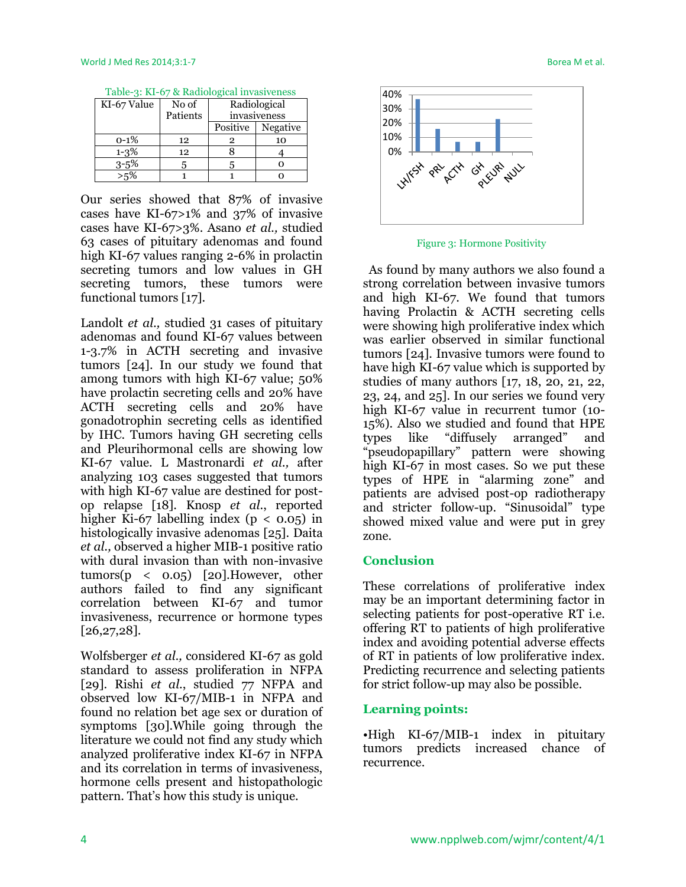Table-3: KI-67 & Radiological invasiveness

| KI-67 Value | No of Patients | Radiological invasiveness | |
|---|---|---|---|
| | | Positive | Negative |
| 0-1% | 12 | 2 | 10 |
| 1-3% | 12 | 8 | 4 |
| 3-5% | 5 | 5 | 0 |
| >5% | 1 | 1 | 0 |

Our series showed that 87% of invasive cases have KI-67>1% and 37% of invasive cases have KI-67>3%. Asano *et al.,* studied 63 cases of pituitary adenomas and found high KI-67 values ranging 2-6% in prolactin secreting tumors and low values in GH secreting tumors, these tumors were functional tumors [17].

Landolt *et al.,* studied 31 cases of pituitary adenomas and found KI-67 values between 1-3.7% in ACTH secreting and invasive tumors [24]. In our study we found that among tumors with high KI-67 value; 50% have prolactin secreting cells and 20% have ACTH secreting cells and 20% have gonadotrophin secreting cells as identified by IHC. Tumors having GH secreting cells and Pleurihormonal cells are showing low KI-67 value. L Mastronardi *et al.,* after analyzing 103 cases suggested that tumors with high KI-67 value are destined for post-op relapse [18]. Knosp *et al.*, reported higher Ki-67 labelling index ($p < 0.05$) in histologically invasive adenomas [25]. Daita *et al.,* observed a higher MIB-1 positive ratio with dural invasion than with non-invasive tumors($p < 0.05$) [20].However, other authors failed to find any significant correlation between KI-67 and tumor invasiveness, recurrence or hormone types [26,27,28].

Wolfsberger *et al.,* considered KI-67 as gold standard to assess proliferation in NFPA [29]. Rishi *et al.*, studied 77 NFPA and observed low KI-67/MIB-1 in NFPA and found no relation bet age sex or duration of symptoms [30].While going through the literature we could not find any study which analyzed proliferative index KI-67 in NFPA and its correlation in terms of invasiveness, hormone cells present and histopathologic pattern. That's how this study is unique.

Figure 3: Hormone Positivity

As found by many authors we also found a strong correlation between invasive tumors and high KI-67. We found that tumors having Prolactin & ACTH secreting cells were showing high proliferative index which was earlier observed in similar functional tumors [24]. Invasive tumors were found to have high KI-67 value which is supported by studies of many authors [17, 18, 20, 21, 22, 23, 24, and 25]. In our series we found very high KI-67 value in recurrent tumor (10-15%). Also we studied and found that HPE types like "diffusely arranged" and "pseudopapillary" pattern were showing high KI-67 in most cases. So we put these types of HPE in "alarming zone" and patients are advised post-op radiotherapy and stricter follow-up. "Sinusoidal" type showed mixed value and were put in grey zone.

## Conclusion

These correlations of proliferative index may be an important determining factor in selecting patients for post-operative RT i.e. offering RT to patients of high proliferative index and avoiding potential adverse effects of RT in patients of low proliferative index. Predicting recurrence and selecting patients for strict follow-up may also be possible.

## Learning points:

•High KI-67/MIB-1 index in pituitary tumors predicts increased chance of recurrence.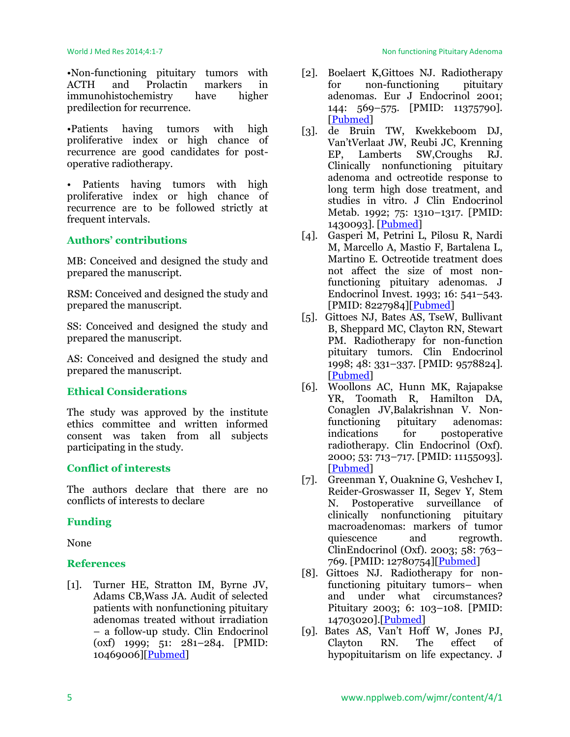•Non-functioning pituitary tumors with ACTH and Prolactin markers in immunohistochemistry have higher predilection for recurrence.

•Patients having tumors with high proliferative index or high chance of recurrence are good candidates for post-operative radiotherapy.

• Patients having tumors with high proliferative index or high chance of recurrence are to be followed strictly at frequent intervals.

## Authors' contributions

MB: Conceived and designed the study and prepared the manuscript.

RSM: Conceived and designed the study and prepared the manuscript.

SS: Conceived and designed the study and prepared the manuscript.

AS: Conceived and designed the study and prepared the manuscript.

## Ethical Considerations

The study was approved by the institute ethics committee and written informed consent was taken from all subjects participating in the study.

## Conflict of interests

The authors declare that there are no conflicts of interests to declare

## Funding

None

## References

[1]. Turner HE, Stratton IM, Byrne JV, Adams CB,Wass JA. Audit of selected patients with nonfunctioning pituitary adenomas treated without irradiation – a follow-up study. Clin Endocrinol (oxf) 1999; 51: 281–284. [PMID: 10469006][Pubmed]

[2]. Boelaert K,Gittoes NJ. Radiotherapy for non-functioning pituitary adenomas. Eur J Endocrinol 2001; 144: 569–575. [PMID: 11375790]. [Pubmed]

[3]. de Bruin TW, Kwekkeboom DJ, Van'tVerlaat JW, Reubi JC, Krenning EP, Lamberts SW,Croughs RJ. Clinically nonfunctioning pituitary adenoma and octreotide response to long term high dose treatment, and studies in vitro. J Clin Endocrinol Metab. 1992; 75: 1310–1317. [PMID: 1430093]. [Pubmed]

[4]. Gasperi M, Petrini L, Pilosu R, Nardi M, Marcello A, Mastio F, Bartalena L, Martino E. Octreotide treatment does not affect the size of most non-functioning pituitary adenomas. J Endocrinol Invest. 1993; 16: 541–543. [PMID: 8227984][Pubmed]

[5]. Gittoes NJ, Bates AS, TseW, Bullivant B, Sheppard MC, Clayton RN, Stewart PM. Radiotherapy for non-function pituitary tumors. Clin Endocrinol 1998; 48: 331–337. [PMID: 9578824]. [Pubmed]

[6]. Woollons AC, Hunn MK, Rajapakse YR, Toomath R, Hamilton DA, Conaglen JV,Balakrishnan V. Non-functioning pituitary adenomas: indications for postoperative radiotherapy. Clin Endocrinol (Oxf). 2000; 53: 713–717. [PMID: 11155093]. [Pubmed]

[7]. Greenman Y, Ouaknine G, Veshchev I, Reider-Groswasser II, Segev Y, Stem N. Postoperative surveillance of clinically nonfunctioning pituitary macroadenomas: markers of tumor quiescence and regrowth. ClinEndocrinol (Oxf). 2003; 58: 763–769. [PMID: 12780754][Pubmed]

[8]. Gittoes NJ. Radiotherapy for non-functioning pituitary tumors– when and under what circumstances? Pituitary 2003; 6: 103–108. [PMID: 14703020].[Pubmed]

[9]. Bates AS, Van't Hoff W, Jones PJ, Clayton RN. The effect of hypopituitarism on life expectancy. J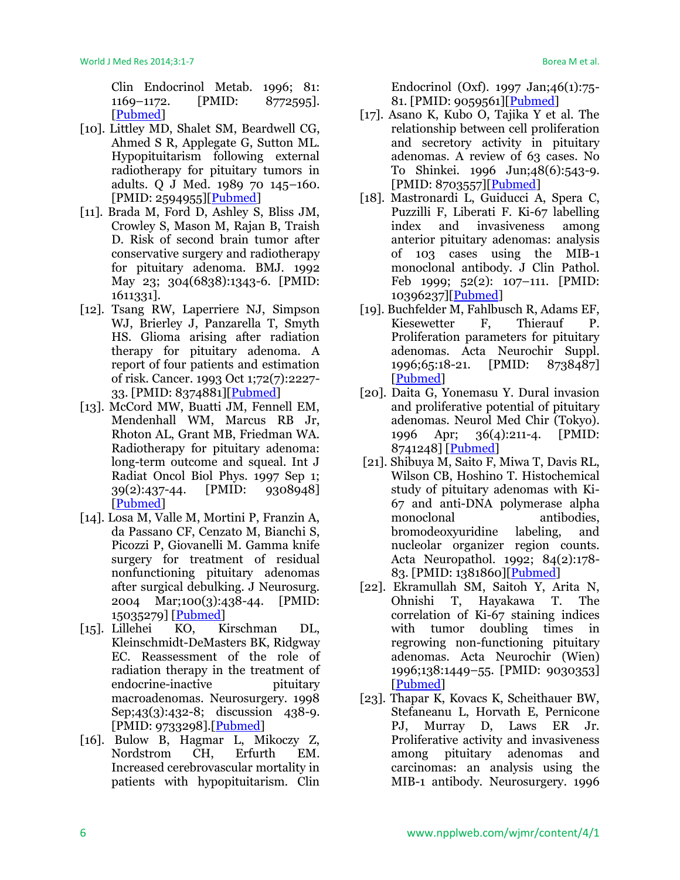Clin Endocrinol Metab. 1996; 81: 1169–1172. [PMID: 8772595]. [Pubmed]

[10]. Littley MD, Shalet SM, Beardwell CG, Ahmed S R, Applegate G, Sutton ML. Hypopituitarism following external radiotherapy for pituitary tumors in adults. Q J Med. 1989 70 145–160. [PMID: 2594955][Pubmed]

[11]. Brada M, Ford D, Ashley S, Bliss JM, Crowley S, Mason M, Rajan B, Traish D. Risk of second brain tumor after conservative surgery and radiotherapy for pituitary adenoma. BMJ. 1992 May 23; 304(6838):1343-6. [PMID: 1611331].

[12]. Tsang RW, Laperriere NJ, Simpson WJ, Brierley J, Panzarella T, Smyth HS. Glioma arising after radiation therapy for pituitary adenoma. A report of four patients and estimation of risk. Cancer. 1993 Oct 1;72(7):2227-33. [PMID: 8374881][Pubmed]

[13]. McCord MW, Buatti JM, Fennell EM, Mendenhall WM, Marcus RB Jr, Rhoton AL, Grant MB, Friedman WA. Radiotherapy for pituitary adenoma: long-term outcome and squeal. Int J Radiat Oncol Biol Phys. 1997 Sep 1; 39(2):437-44. [PMID: 9308948] [Pubmed]

[14]. Losa M, Valle M, Mortini P, Franzin A, da Passano CF, Cenzato M, Bianchi S, Picozzi P, Giovanelli M. Gamma knife surgery for treatment of residual nonfunctioning pituitary adenomas after surgical debulking. J Neurosurg. 2004 Mar;100(3):438-44. [PMID: 15035279] [Pubmed]

[15]. Lillehei KO, Kirschman DL, Kleinschmidt-DeMasters BK, Ridgway EC. Reassessment of the role of radiation therapy in the treatment of endocrine-inactive pituitary macroadenomas. Neurosurgery. 1998 Sep;43(3):432-8; discussion 438-9. [PMID: 9733298].[Pubmed]

[16]. Bulow B, Hagmar L, Mikoczy Z, Nordstrom CH, Erfurth EM. Increased cerebrovascular mortality in patients with hypopituitarism. Clin Endocrinol (Oxf). 1997 Jan;46(1):75-81. [PMID: 9059561][Pubmed]

[17]. Asano K, Kubo O, Tajika Y et al. The relationship between cell proliferation and secretory activity in pituitary adenomas. A review of 63 cases. No To Shinkei. 1996 Jun;48(6):543-9. [PMID: 8703557][Pubmed]

[18]. Mastronardi L, Guiducci A, Spera C, Puzzilli F, Liberati F. Ki-67 labelling index and invasiveness among anterior pituitary adenomas: analysis of 103 cases using the MIB-1 monoclonal antibody. J Clin Pathol. Feb 1999; 52(2): 107–111. [PMID: 10396237][Pubmed]

[19]. Buchfelder M, Fahlbusch R, Adams EF, Kiesewetter F, Thierauf P. Proliferation parameters for pituitary adenomas. Acta Neurochir Suppl. 1996;65:18-21. [PMID: 8738487] [Pubmed]

[20]. Daita G, Yonemasu Y. Dural invasion and proliferative potential of pituitary adenomas. Neurol Med Chir (Tokyo). 1996 Apr; 36(4):211-4. [PMID: 8741248] [Pubmed]

[21]. Shibuya M, Saito F, Miwa T, Davis RL, Wilson CB, Hoshino T. Histochemical study of pituitary adenomas with Ki-67 and anti-DNA polymerase alpha monoclonal antibodies, bromodeoxyuridine labeling, and nucleolar organizer region counts. Acta Neuropathol. 1992; 84(2):178-83. [PMID: 1381860][Pubmed]

[22]. Ekramullah SM, Saitoh Y, Arita N, Ohnishi T, Hayakawa T. The correlation of Ki-67 staining indices with tumor doubling times in regrowing non-functioning pituitary adenomas. Acta Neurochir (Wien) 1996;138:1449–55. [PMID: 9030353] [Pubmed]

[23]. Thapar K, Kovacs K, Scheithauer BW, Stefaneanu L, Horvath E, Pernicone PJ, Murray D, Laws ER Jr. Proliferative activity and invasiveness among pituitary adenomas and carcinomas: an analysis using the MIB-1 antibody. Neurosurgery. 1996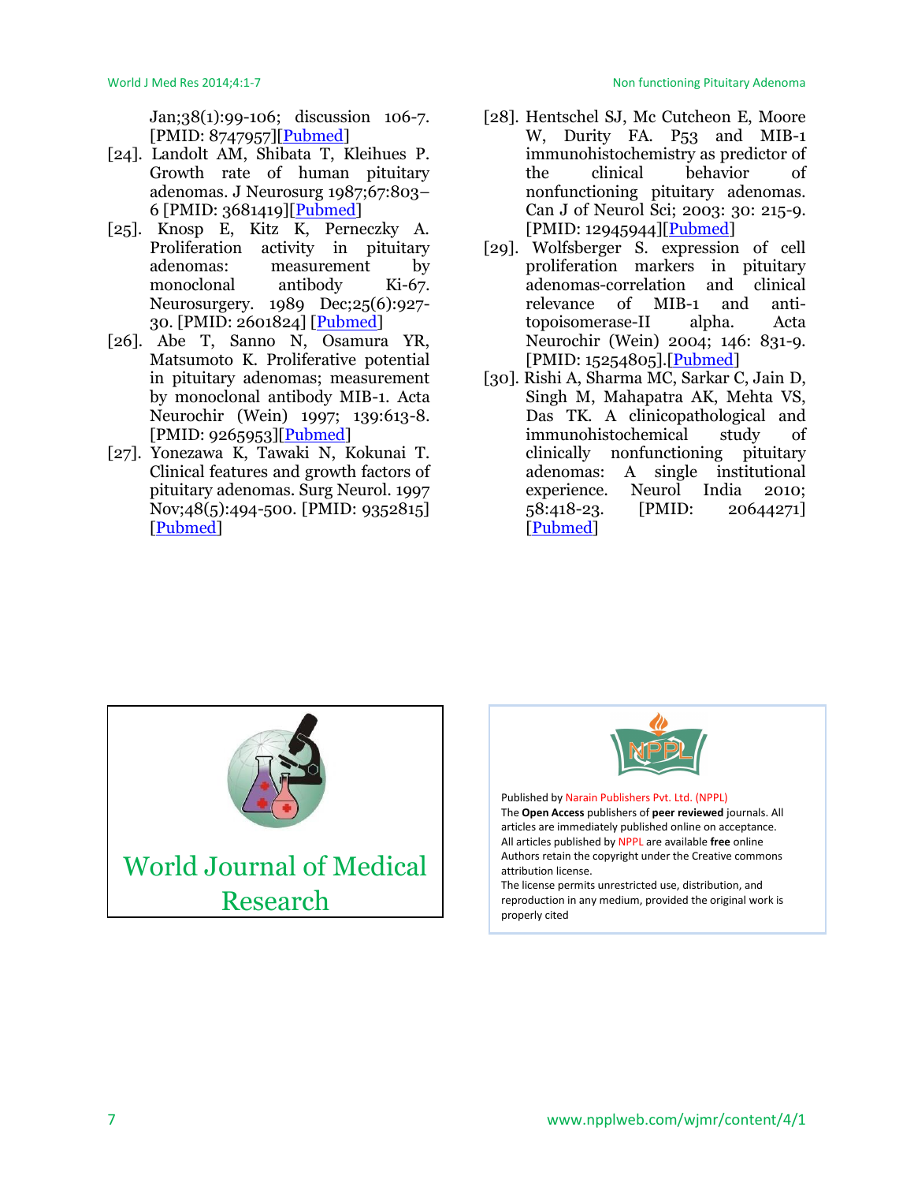Jan;38(1):99-106; discussion 106-7. [PMID: 8747957][Pubmed]

[24]. Landolt AM, Shibata T, Kleihues P. Growth rate of human pituitary adenomas. J Neurosurg 1987;67:803–6 [PMID: 3681419][Pubmed]

[25]. Knosp E, Kitz K, Perneczky A. Proliferation activity in pituitary adenomas: measurement by monoclonal antibody Ki-67. Neurosurgery. 1989 Dec;25(6):927-30. [PMID: 2601824] [Pubmed]

[26]. Abe T, Sanno N, Osamura YR, Matsumoto K. Proliferative potential in pituitary adenomas; measurement by monoclonal antibody MIB-1. Acta Neurochir (Wein) 1997; 139:613-8. [PMID: 9265953][Pubmed]

[27]. Yonezawa K, Tawaki N, Kokunai T. Clinical features and growth factors of pituitary adenomas. Surg Neurol. 1997 Nov;48(5):494-500. [PMID: 9352815] [Pubmed]

[28]. Hentschel SJ, Mc Cutcheon E, Moore W, Durity FA. P53 and MIB-1 immunohistochemistry as predictor of the clinical behavior of nonfunctioning pituitary adenomas. Can J of Neurol Sci; 2003: 30: 215-9. [PMID: 12945944][Pubmed]

[29]. Wolfsberger S. expression of cell proliferation markers in pituitary adenomas-correlation and clinical relevance of MIB-1 and anti-topoisomerase-II alpha. Acta Neurochir (Wein) 2004; 146: 831-9. [PMID: 15254805].[Pubmed]

[30]. Rishi A, Sharma MC, Sarkar C, Jain D, Singh M, Mahapatra AK, Mehta VS, Das TK. A clinicopathological and immunohistochemical study of clinically nonfunctioning pituitary adenomas: A single institutional experience. Neurol India 2010; 58:418-23. [PMID: 20644271] [Pubmed]

World Journal of Medical Research

Published by Narain Publishers Pvt. Ltd. (NPPL)
The **Open Access** publishers of **peer reviewed** journals. All articles are immediately published online on acceptance.
All articles published by NPPL are available **free** online
Authors retain the copyright under the Creative commons attribution license.
The license permits unrestricted use, distribution, and reproduction in any medium, provided the original work is properly cited